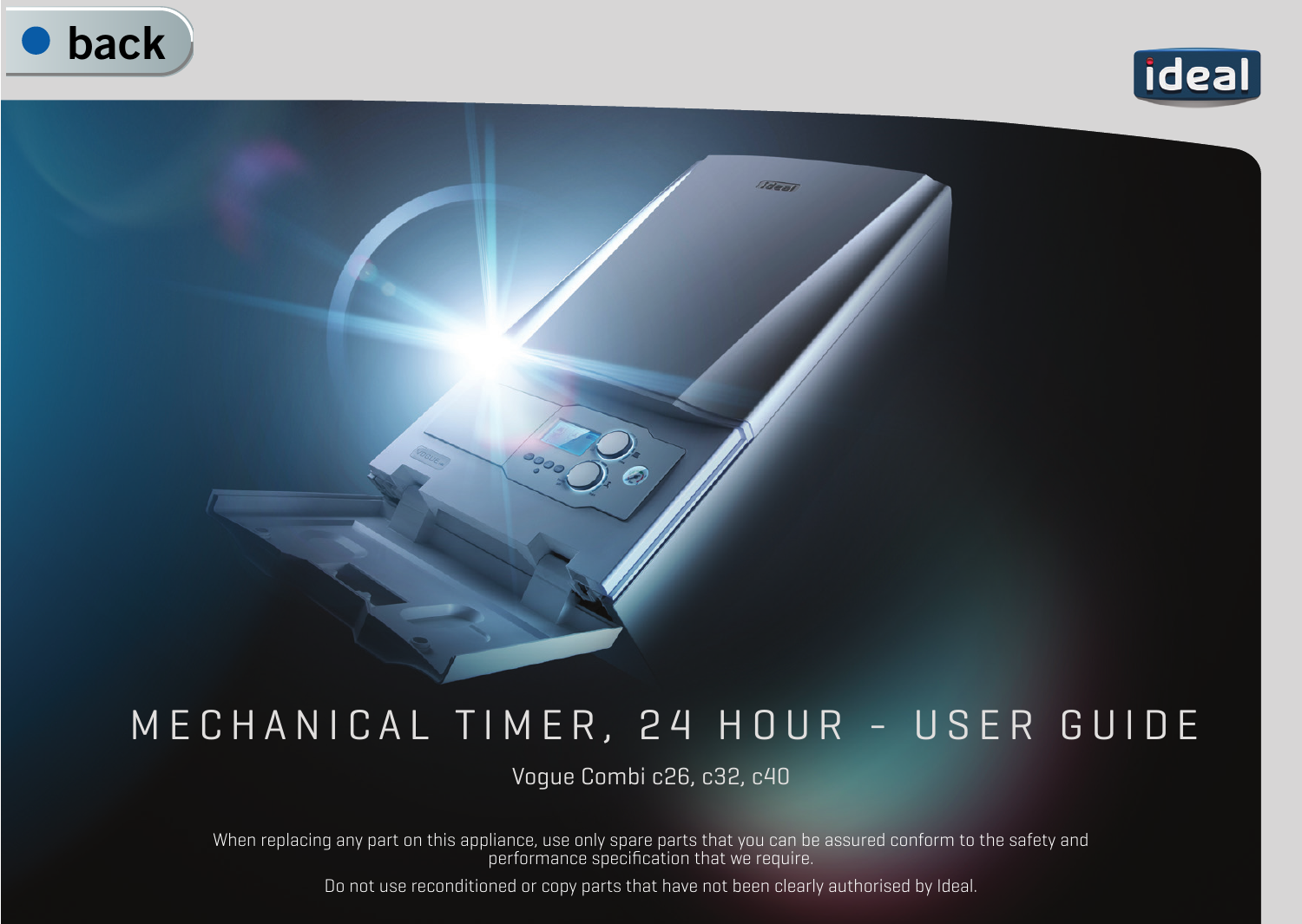back

ideal

# MECHANICAL TIMER, 24 HOUR - USER GUIDE

Vogue Combi c26, c32, c40

When replacing any part on this appliance, use only spare parts that you can be assured conform to the safety and performance specification that we require.

Do not use reconditioned or copy parts that have not been clearly authorised by Ideal.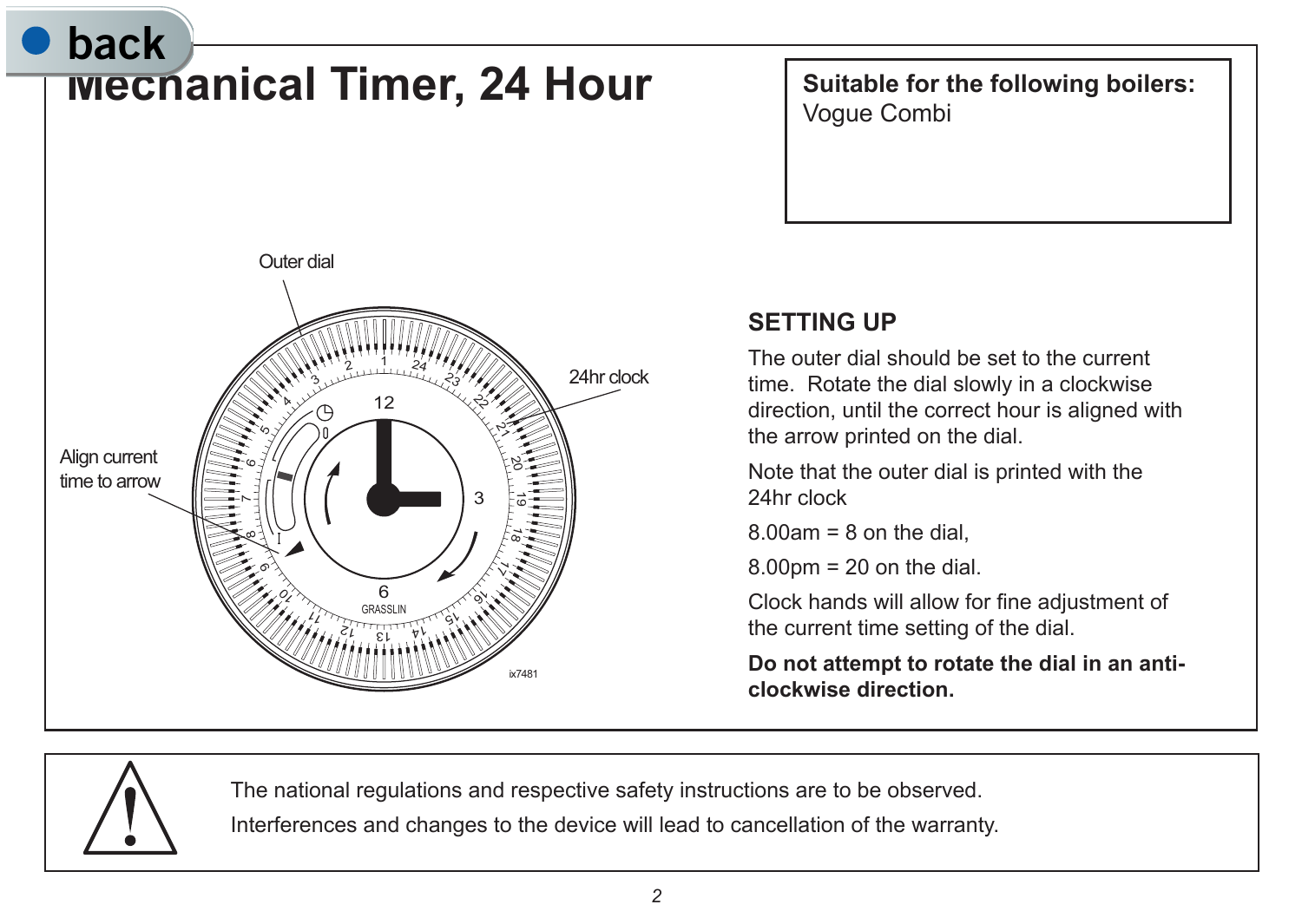# Mechanical Timer, 24 Hour

**Suitable for the following boilers:**
Vogue Combi

Outer dial

24hr clock

Align current time to arrow

## SETTING UP

The outer dial should be set to the current time. Rotate the dial slowly in a clockwise direction, until the correct hour is aligned with the arrow printed on the dial.

Note that the outer dial is printed with the 24hr clock

8.00am = 8 on the dial,

8.00pm = 20 on the dial.

Clock hands will allow for fine adjustment of the current time setting of the dial.

**Do not attempt to rotate the dial in an anti-clockwise direction.**

The national regulations and respective safety instructions are to be observed.

Interferences and changes to the device will lead to cancellation of the warranty.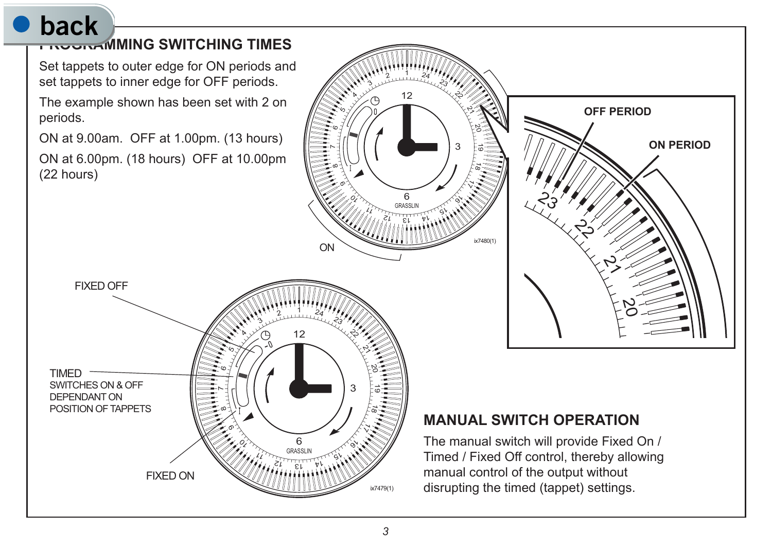## PROGRAMMING SWITCHING TIMES

Set tappets to outer edge for ON periods and set tappets to inner edge for OFF periods.

The example shown has been set with 2 on periods.

ON at 9.00am. OFF at 1.00pm. (13 hours)

ON at 6.00pm. (18 hours) OFF at 10.00pm (22 hours)

OFF PERIOD

ON PERIOD

ON

FIXED OFF

TIMED
SWITCHES ON & OFF DEPENDANT ON POSITION OF TAPPETS

FIXED ON

## MANUAL SWITCH OPERATION

The manual switch will provide Fixed On / Timed / Fixed Off control, thereby allowing manual control of the output without disrupting the timed (tappet) settings.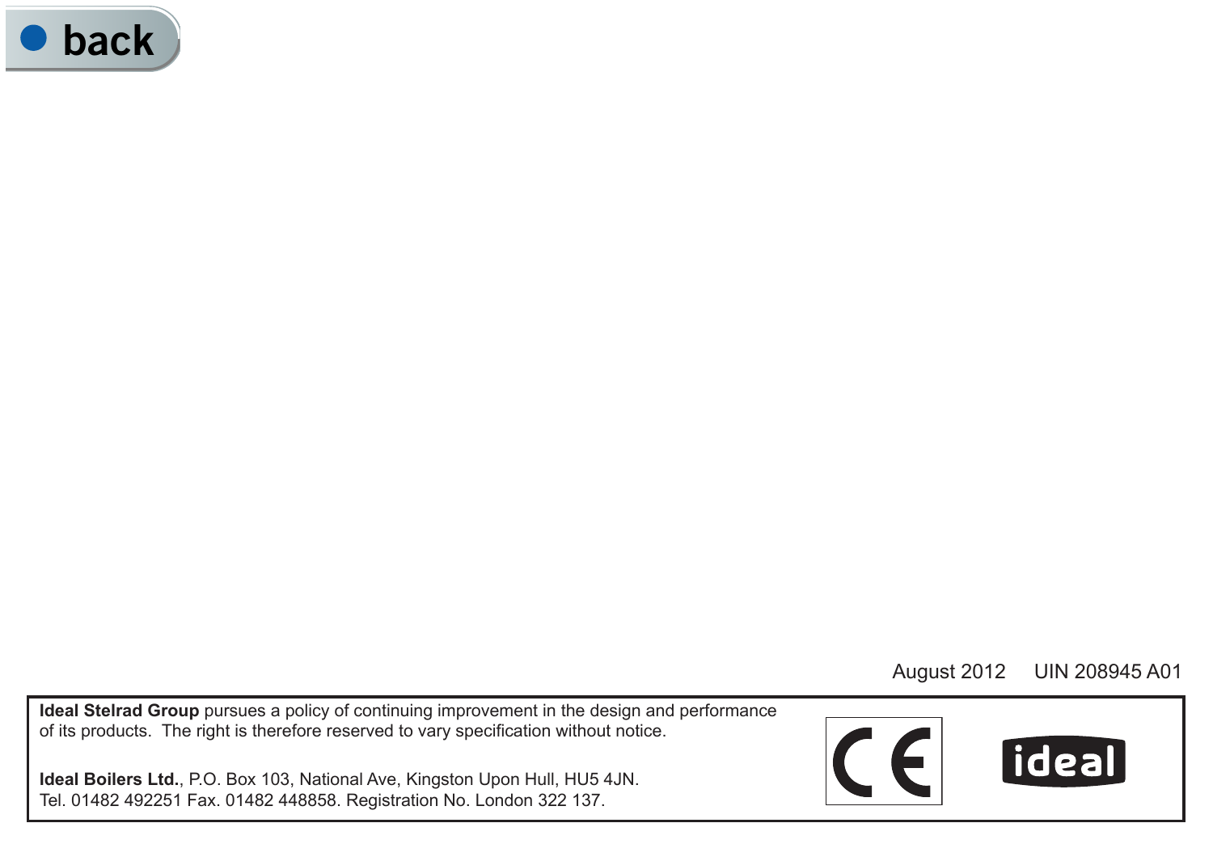back

August 2012     UIN 208945 A01

**Ideal Stelrad Group** pursues a policy of continuing improvement in the design and performance of its products. The right is therefore reserved to vary specification without notice.

**Ideal Boilers Ltd.**, P.O. Box 103, National Ave, Kingston Upon Hull, HU5 4JN.
Tel. 01482 492251 Fax. 01482 448858. Registration No. London 322 137.

CE

ideal